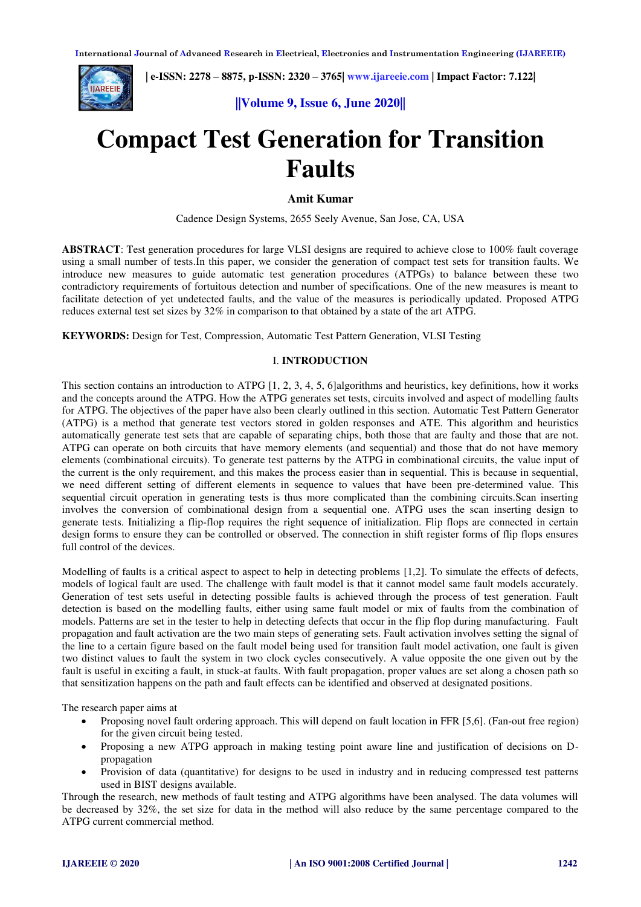# Compact Test Generation for Transition Faults

**Amit Kumar**

Cadence Design Systems, 2655 Seely Avenue, San Jose, CA, USA

**ABSTRACT**: Test generation procedures for large VLSI designs are required to achieve close to 100% fault coverage using a small number of tests.In this paper, we consider the generation of compact test sets for transition faults. We introduce new measures to guide automatic test generation procedures (ATPGs) to balance between these two contradictory requirements of fortuitous detection and number of specifications. One of the new measures is meant to facilitate detection of yet undetected faults, and the value of the measures is periodically updated. Proposed ATPG reduces external test set sizes by 32% in comparison to that obtained by a state of the art ATPG.

**KEYWORDS:** Design for Test, Compression, Automatic Test Pattern Generation, VLSI Testing

## I. INTRODUCTION

This section contains an introduction to ATPG [1, 2, 3, 4, 5, 6]algorithms and heuristics, key definitions, how it works and the concepts around the ATPG. How the ATPG generates set tests, circuits involved and aspect of modelling faults for ATPG. The objectives of the paper have also been clearly outlined in this section. Automatic Test Pattern Generator (ATPG) is a method that generate test vectors stored in golden responses and ATE. This algorithm and heuristics automatically generate test sets that are capable of separating chips, both those that are faulty and those that are not. ATPG can operate on both circuits that have memory elements (and sequential) and those that do not have memory elements (combinational circuits). To generate test patterns by the ATPG in combinational circuits, the value input of the current is the only requirement, and this makes the process easier than in sequential. This is because in sequential, we need different setting of different elements in sequence to values that have been pre-determined value. This sequential circuit operation in generating tests is thus more complicated than the combining circuits.Scan inserting involves the conversion of combinational design from a sequential one. ATPG uses the scan inserting design to generate tests. Initializing a flip-flop requires the right sequence of initialization. Flip flops are connected in certain design forms to ensure they can be controlled or observed. The connection in shift register forms of flip flops ensures full control of the devices.

Modelling of faults is a critical aspect to aspect to help in detecting problems [1,2]. To simulate the effects of defects, models of logical fault are used. The challenge with fault model is that it cannot model same fault models accurately. Generation of test sets useful in detecting possible faults is achieved through the process of test generation. Fault detection is based on the modelling faults, either using same fault model or mix of faults from the combination of models. Patterns are set in the tester to help in detecting defects that occur in the flip flop during manufacturing. Fault propagation and fault activation are the two main steps of generating sets. Fault activation involves setting the signal of the line to a certain figure based on the fault model being used for transition fault model activation, one fault is given two distinct values to fault the system in two clock cycles consecutively. A value opposite the one given out by the fault is useful in exciting a fault, in stuck-at faults. With fault propagation, proper values are set along a chosen path so that sensitization happens on the path and fault effects can be identified and observed at designated positions.

The research paper aims at

- Proposing novel fault ordering approach. This will depend on fault location in FFR [5,6]. (Fan-out free region) for the given circuit being tested.
- Proposing a new ATPG approach in making testing point aware line and justification of decisions on D-propagation
- Provision of data (quantitative) for designs to be used in industry and in reducing compressed test patterns used in BIST designs available.

Through the research, new methods of fault testing and ATPG algorithms have been analysed. The data volumes will be decreased by 32%, the set size for data in the method will also reduce by the same percentage compared to the ATPG current commercial method.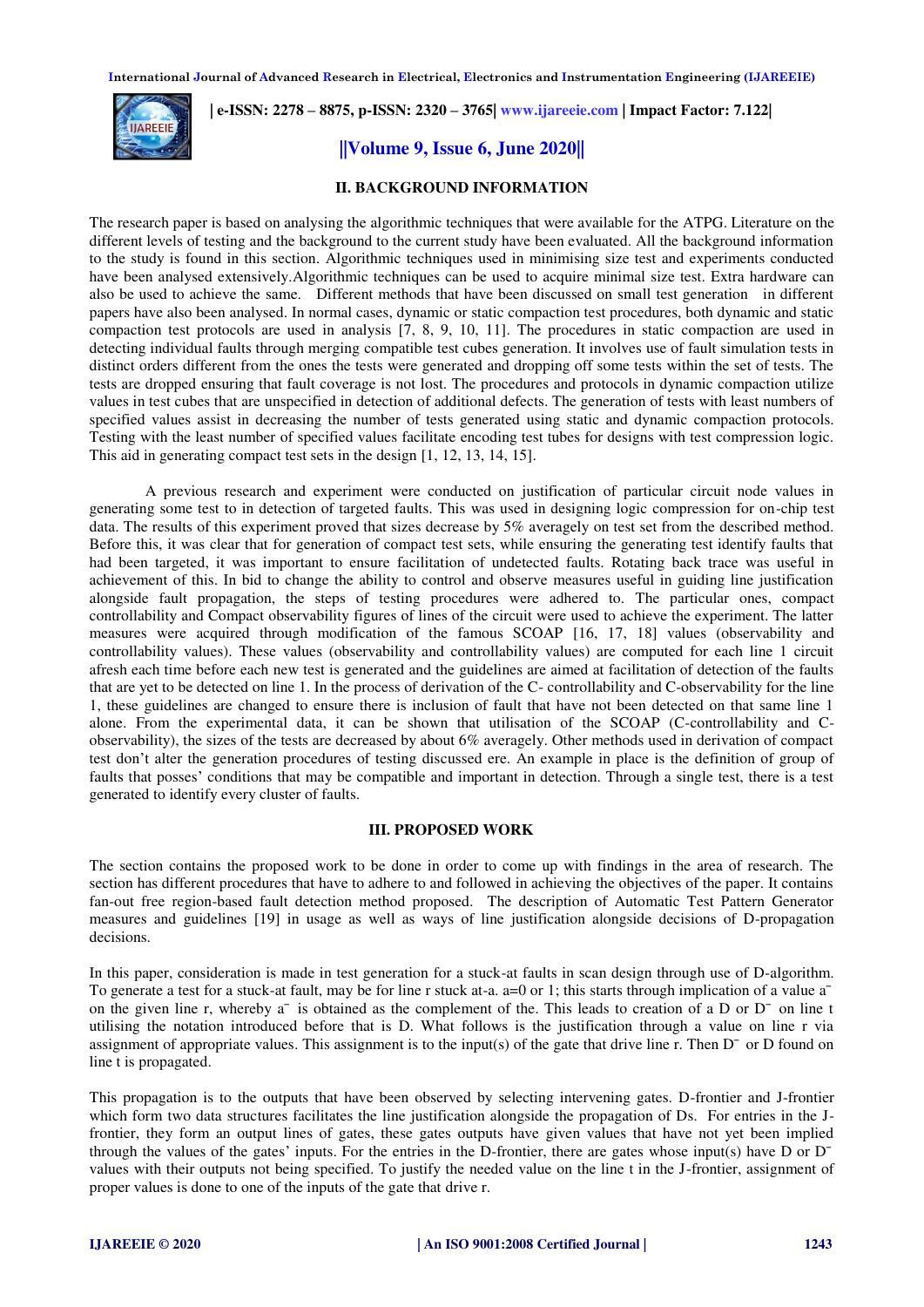## II. BACKGROUND INFORMATION

The research paper is based on analysing the algorithmic techniques that were available for the ATPG. Literature on the different levels of testing and the background to the current study have been evaluated. All the background information to the study is found in this section. Algorithmic techniques used in minimising size test and experiments conducted have been analysed extensively.Algorithmic techniques can be used to acquire minimal size test. Extra hardware can also be used to achieve the same. Different methods that have been discussed on small test generation in different papers have also been analysed. In normal cases, dynamic or static compaction test procedures, both dynamic and static compaction test protocols are used in analysis [7, 8, 9, 10, 11]. The procedures in static compaction are used in detecting individual faults through merging compatible test cubes generation. It involves use of fault simulation tests in distinct orders different from the ones the tests were generated and dropping off some tests within the set of tests. The tests are dropped ensuring that fault coverage is not lost. The procedures and protocols in dynamic compaction utilize values in test cubes that are unspecified in detection of additional defects. The generation of tests with least numbers of specified values assist in decreasing the number of tests generated using static and dynamic compaction protocols. Testing with the least number of specified values facilitate encoding test tubes for designs with test compression logic. This aid in generating compact test sets in the design [1, 12, 13, 14, 15].

A previous research and experiment were conducted on justification of particular circuit node values in generating some test to in detection of targeted faults. This was used in designing logic compression for on-chip test data. The results of this experiment proved that sizes decrease by 5% averagely on test set from the described method. Before this, it was clear that for generation of compact test sets, while ensuring the generating test identify faults that had been targeted, it was important to ensure facilitation of undetected faults. Rotating back trace was useful in achievement of this. In bid to change the ability to control and observe measures useful in guiding line justification alongside fault propagation, the steps of testing procedures were adhered to. The particular ones, compact controllability and Compact observability figures of lines of the circuit were used to achieve the experiment. The latter measures were acquired through modification of the famous SCOAP [16, 17, 18] values (observability and controllability values). These values (observability and controllability values) are computed for each line 1 circuit afresh each time before each new test is generated and the guidelines are aimed at facilitation of detection of the faults that are yet to be detected on line 1. In the process of derivation of the C- controllability and C-observability for the line 1, these guidelines are changed to ensure there is inclusion of fault that have not been detected on that same line 1 alone. From the experimental data, it can be shown that utilisation of the SCOAP (C-controllability and C-observability), the sizes of the tests are decreased by about 6% averagely. Other methods used in derivation of compact test don't alter the generation procedures of testing discussed ere. An example in place is the definition of group of faults that posses' conditions that may be compatible and important in detection. Through a single test, there is a test generated to identify every cluster of faults.

## III. PROPOSED WORK

The section contains the proposed work to be done in order to come up with findings in the area of research. The section has different procedures that have to adhere to and followed in achieving the objectives of the paper. It contains fan-out free region-based fault detection method proposed. The description of Automatic Test Pattern Generator measures and guidelines [19] in usage as well as ways of line justification alongside decisions of D-propagation decisions.

In this paper, consideration is made in test generation for a stuck-at faults in scan design through use of D-algorithm. To generate a test for a stuck-at fault, may be for line r stuck at-a. a=0 or 1; this starts through implication of a value $\bar{a}$ on the given line r, whereby $\bar{a}$ is obtained as the complement of the. This leads to creation of a D or $\bar{D}$ on line t utilising the notation introduced before that is D. What follows is the justification through a value on line r via assignment of appropriate values. This assignment is to the input(s) of the gate that drive line r. Then $\bar{D}$ or D found on line t is propagated.

This propagation is to the outputs that have been observed by selecting intervening gates. D-frontier and J-frontier which form two data structures facilitates the line justification alongside the propagation of Ds. For entries in the J-frontier, they form an output lines of gates, these gates outputs have given values that have not yet been implied through the values of the gates' inputs. For the entries in the D-frontier, there are gates whose input(s) have D or $\bar{D}$ values with their outputs not being specified. To justify the needed value on the line t in the J-frontier, assignment of proper values is done to one of the inputs of the gate that drive r.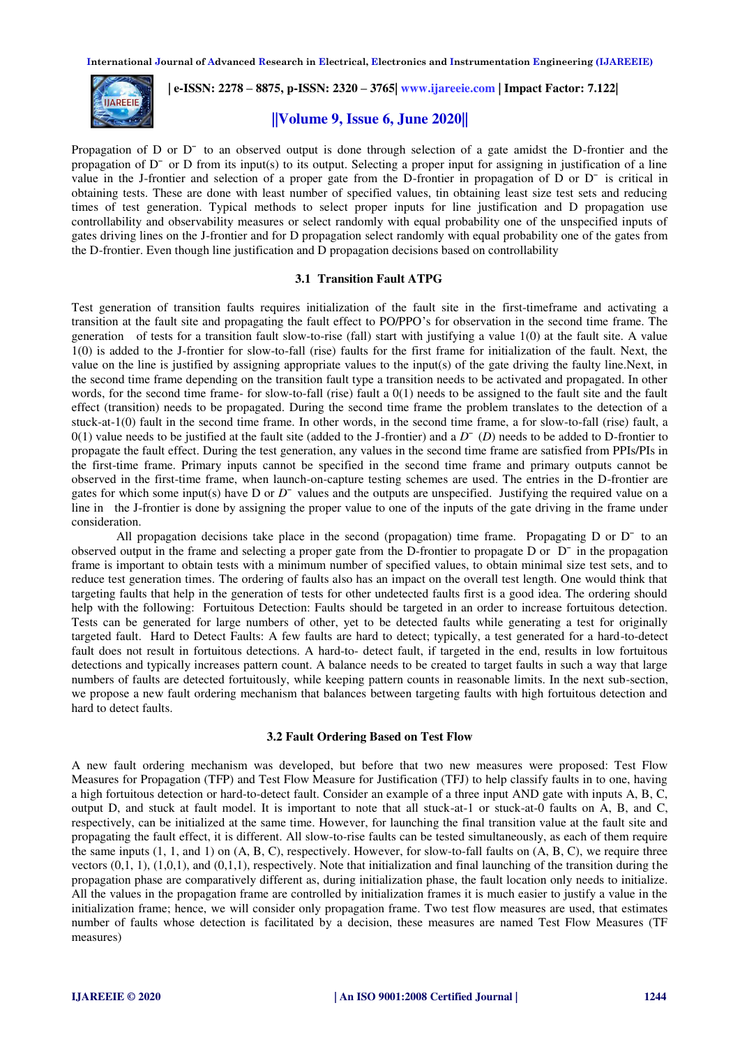Propagation of D or D¯ to an observed output is done through selection of a gate amidst the D-frontier and the propagation of D¯ or D from its input(s) to its output. Selecting a proper input for assigning in justification of a line value in the J-frontier and selection of a proper gate from the D-frontier in propagation of D or D¯ is critical in obtaining tests. These are done with least number of specified values, tin obtaining least size test sets and reducing times of test generation. Typical methods to select proper inputs for line justification and D propagation use controllability and observability measures or select randomly with equal probability one of the unspecified inputs of gates driving lines on the J-frontier and for D propagation select randomly with equal probability one of the gates from the D-frontier. Even though line justification and D propagation decisions based on controllability

### 3.1 Transition Fault ATPG

Test generation of transition faults requires initialization of the fault site in the first-timeframe and activating a transition at the fault site and propagating the fault effect to PO/PPO's for observation in the second time frame. The generation of tests for a transition fault slow-to-rise (fall) start with justifying a value 1(0) at the fault site. A value 1(0) is added to the J-frontier for slow-to-fall (rise) faults for the first frame for initialization of the fault. Next, the value on the line is justified by assigning appropriate values to the input(s) of the gate driving the faulty line.Next, in the second time frame depending on the transition fault type a transition needs to be activated and propagated. In other words, for the second time frame- for slow-to-fall (rise) fault a 0(1) needs to be assigned to the fault site and the fault effect (transition) needs to be propagated. During the second time frame the problem translates to the detection of a stuck-at-1(0) fault in the second time frame. In other words, in the second time frame, a for slow-to-fall (rise) fault, a 0(1) value needs to be justified at the fault site (added to the J-frontier) and a $\bar{D}$ ($D$) needs to be added to D-frontier to propagate the fault effect. During the test generation, any values in the second time frame are satisfied from PPIs/PIs in the first-time frame. Primary inputs cannot be specified in the second time frame and primary outputs cannot be observed in the first-time frame, when launch-on-capture testing schemes are used. The entries in the D-frontier are gates for which some input(s) have D or $\bar{D}$ values and the outputs are unspecified. Justifying the required value on a line in the J-frontier is done by assigning the proper value to one of the inputs of the gate driving in the frame under consideration.

All propagation decisions take place in the second (propagation) time frame. Propagating D or D¯ to an observed output in the frame and selecting a proper gate from the D-frontier to propagate D or D¯ in the propagation frame is important to obtain tests with a minimum number of specified values, to obtain minimal size test sets, and to reduce test generation times. The ordering of faults also has an impact on the overall test length. One would think that targeting faults that help in the generation of tests for other undetected faults first is a good idea. The ordering should help with the following: Fortuitous Detection: Faults should be targeted in an order to increase fortuitous detection. Tests can be generated for large numbers of other, yet to be detected faults while generating a test for originally targeted fault. Hard to Detect Faults: A few faults are hard to detect; typically, a test generated for a hard-to-detect fault does not result in fortuitous detections. A hard-to- detect fault, if targeted in the end, results in low fortuitous detections and typically increases pattern count. A balance needs to be created to target faults in such a way that large numbers of faults are detected fortuitously, while keeping pattern counts in reasonable limits. In the next sub-section, we propose a new fault ordering mechanism that balances between targeting faults with high fortuitous detection and hard to detect faults.

### 3.2 Fault Ordering Based on Test Flow

A new fault ordering mechanism was developed, but before that two new measures were proposed: Test Flow Measures for Propagation (TFP) and Test Flow Measure for Justification (TFJ) to help classify faults in to one, having a high fortuitous detection or hard-to-detect fault. Consider an example of a three input AND gate with inputs A, B, C, output D, and stuck at fault model. It is important to note that all stuck-at-1 or stuck-at-0 faults on A, B, and C, respectively, can be initialized at the same time. However, for launching the final transition value at the fault site and propagating the fault effect, it is different. All slow-to-rise faults can be tested simultaneously, as each of them require the same inputs (1, 1, and 1) on (A, B, C), respectively. However, for slow-to-fall faults on (A, B, C), we require three vectors (0,1, 1), (1,0,1), and (0,1,1), respectively. Note that initialization and final launching of the transition during the propagation phase are comparatively different as, during initialization phase, the fault location only needs to initialize. All the values in the propagation frame are controlled by initialization frames it is much easier to justify a value in the initialization frame; hence, we will consider only propagation frame. Two test flow measures are used, that estimates number of faults whose detection is facilitated by a decision, these measures are named Test Flow Measures (TF measures)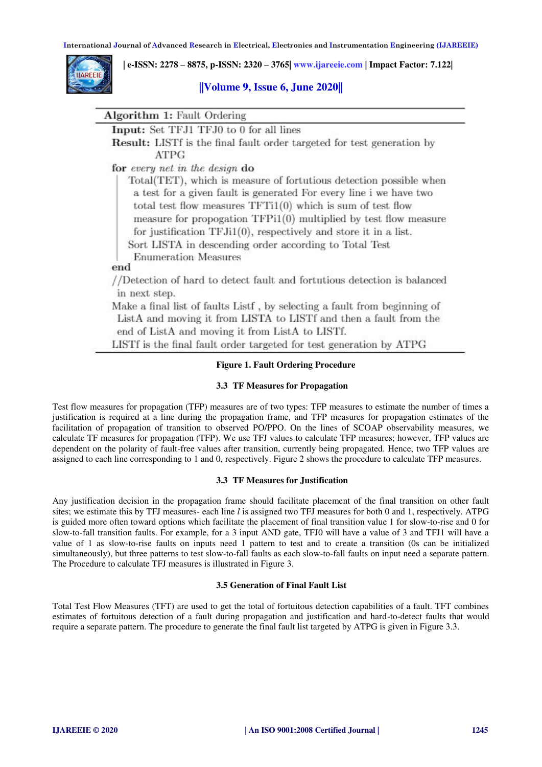**Algorithm 1:** Fault Ordering

**Input:** Set TFJ1 TFJ0 to 0 for all lines

**Result:** LISTf is the final fault order targeted for test generation by ATPG

**for** *every net in the design* **do**

  Total(TET), which is measure of fortutious detection possible when a test for a given fault is generated For every line i we have two total test flow measures TFTi1(0) which is sum of test flow measure for propogation TFPi1(0) multiplied by test flow measure for justification TFJi1(0), respectively and store it in a list.

  Sort LISTA in descending order according to Total Test Enumeration Measures

**end**

//Detection of hard to detect fault and fortutious detection is balanced in next step.

Make a final list of faults Listf , by selecting a fault from beginning of ListA and moving it from LISTA to LISTf and then a fault from the end of ListA and moving it from ListA to LISTf.

LISTf is the final fault order targeted for test generation by ATPG

**Figure 1. Fault Ordering Procedure**

### 3.3 TF Measures for Propagation

Test flow measures for propagation (TFP) measures are of two types: TFP measures to estimate the number of times a justification is required at a line during the propagation frame, and TFP measures for propagation estimates of the facilitation of propagation of transition to observed PO/PPO. On the lines of SCOAP observability measures, we calculate TF measures for propagation (TFP). We use TFJ values to calculate TFP measures; however, TFP values are dependent on the polarity of fault-free values after transition, currently being propagated. Hence, two TFP values are assigned to each line corresponding to 1 and 0, respectively. Figure 2 shows the procedure to calculate TFP measures.

### 3.3 TF Measures for Justification

Any justification decision in the propagation frame should facilitate placement of the final transition on other fault sites; we estimate this by TFJ measures- each line *l* is assigned two TFJ measures for both 0 and 1, respectively. ATPG is guided more often toward options which facilitate the placement of final transition value 1 for slow-to-rise and 0 for slow-to-fall transition faults. For example, for a 3 input AND gate, TFJ0 will have a value of 3 and TFJ1 will have a value of 1 as slow-to-rise faults on inputs need 1 pattern to test and to create a transition (0s can be initialized simultaneously), but three patterns to test slow-to-fall faults as each slow-to-fall faults on input need a separate pattern. The Procedure to calculate TFJ measures is illustrated in Figure 3.

### 3.5 Generation of Final Fault List

Total Test Flow Measures (TFT) are used to get the total of fortuitous detection capabilities of a fault. TFT combines estimates of fortuitous detection of a fault during propagation and justification and hard-to-detect faults that would require a separate pattern. The procedure to generate the final fault list targeted by ATPG is given in Figure 3.3.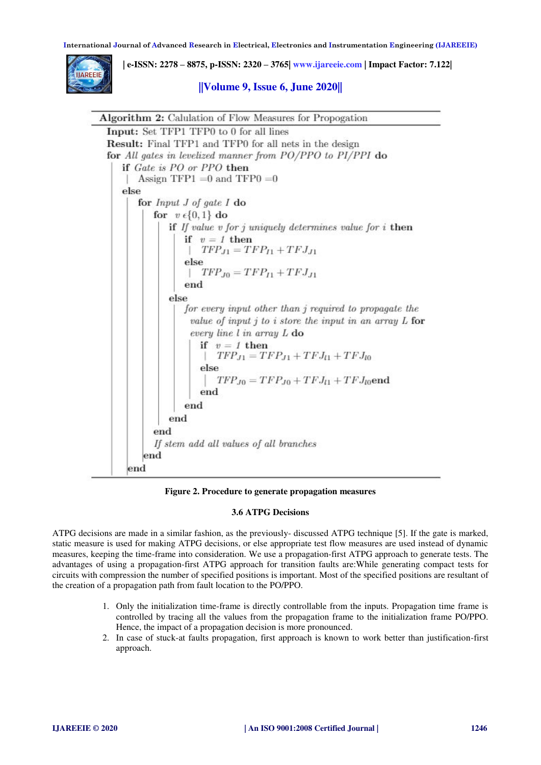**Algorithm 2:** Calulation of Flow Measures for Propogation

```
Input: Set TFP1 TFP0 to 0 for all lines
Result: Final TFP1 and TFP0 for all nets in the design
for All gates in levelized manner from PO/PPO to PI/PPI do
    if Gate is PO or PPO then
    |   Assign TFP1 =0 and TFP0 =0
    else
        for Input J of gate I do
            for v ϵ{0,1} do
                if If value v for j uniquely determines value for i then
                    if v = 1 then
                    |   TFP_J1 = TFP_I1 + TFJ_J1
                    else
                    |   TFP_J0 = TFP_I1 + TFJ_J1
                    end
                else
                    for every input other than j required to propagate the
                     value of input j to i store the input in an array L for
                     every line l in array L do
                        if v = 1 then
                        |   TFP_J1 = TFP_J1 + TFJ_l1 + TFJ_l0
                        else
                        |   TFP_J0 = TFP_J0 + TFJ_l1 + TFJ_l0 end
                        end
                    end
                end
            end
            If stem add all values of all branches
        end
end
```

**Figure 2. Procedure to generate propagation measures**

### 3.6 ATPG Decisions

ATPG decisions are made in a similar fashion, as the previously- discussed ATPG technique [5]. If the gate is marked, static measure is used for making ATPG decisions, or else appropriate test flow measures are used instead of dynamic measures, keeping the time-frame into consideration. We use a propagation-first ATPG approach to generate tests. The advantages of using a propagation-first ATPG approach for transition faults are:While generating compact tests for circuits with compression the number of specified positions is important. Most of the specified positions are resultant of the creation of a propagation path from fault location to the PO/PPO.

1. Only the initialization time-frame is directly controllable from the inputs. Propagation time frame is controlled by tracing all the values from the propagation frame to the initialization frame PO/PPO. Hence, the impact of a propagation decision is more pronounced.
2. In case of stuck-at faults propagation, first approach is known to work better than justification-first approach.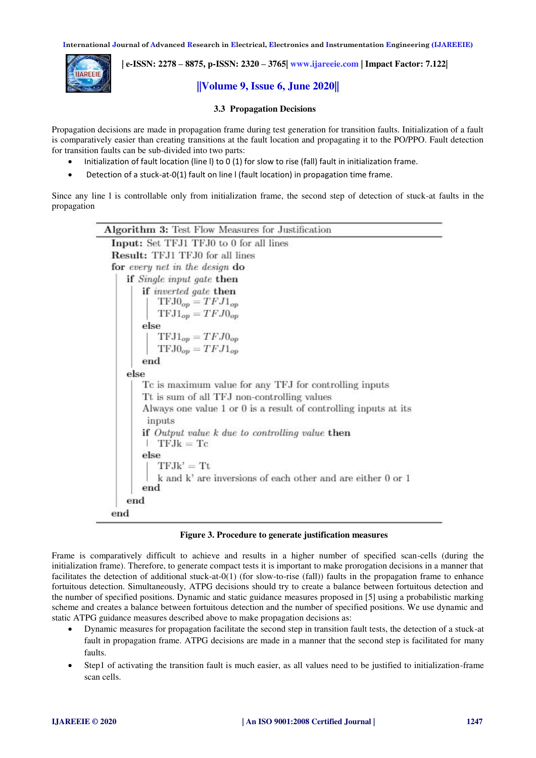### 3.3 Propagation Decisions

Propagation decisions are made in propagation frame during test generation for transition faults. Initialization of a fault is comparatively easier than creating transitions at the fault location and propagating it to the PO/PPO. Fault detection for transition faults can be sub-divided into two parts:

- Initialization of fault location (line l) to 0 (1) for slow to rise (fall) fault in initialization frame.
- Detection of a stuck-at-0(1) fault on line l (fault location) in propagation time frame.

Since any line l is controllable only from initialization frame, the second step of detection of stuck-at faults in the propagation

```
Algorithm 3: Test Flow Measures for Justification
Input: Set TFJ1 TFJ0 to 0 for all lines
Result: TFJ1 TFJ0 for all lines
for every net in the design do
    if Single input gate then
        if inverted gate then
            TFJ0_op = TFJ1_op
            TFJ1_op = TFJ0_op
        else
            TFJ1_op = TFJ0_op
            TFJ0_op = TFJ1_op
        end
    else
        Tc is maximum value for any TFJ for controlling inputs
        Tt is sum of all TFJ non-controlling values
        Always one value 1 or 0 is a result of controlling inputs at its
         inputs
        if Output value k due to controlling value then
            TFJk = Tc
        else
            TFJk' = Tt
            k and k' are inversions of each other and are either 0 or 1
        end
    end
end
```

**Figure 3. Procedure to generate justification measures**

Frame is comparatively difficult to achieve and results in a higher number of specified scan-cells (during the initialization frame). Therefore, to generate compact tests it is important to make prorogation decisions in a manner that facilitates the detection of additional stuck-at-0(1) (for slow-to-rise (fall)) faults in the propagation frame to enhance fortuitous detection. Simultaneously, ATPG decisions should try to create a balance between fortuitous detection and the number of specified positions. Dynamic and static guidance measures proposed in [5] using a probabilistic marking scheme and creates a balance between fortuitous detection and the number of specified positions. We use dynamic and static ATPG guidance measures described above to make propagation decisions as:

- Dynamic measures for propagation facilitate the second step in transition fault tests, the detection of a stuck-at fault in propagation frame. ATPG decisions are made in a manner that the second step is facilitated for many faults.
- Step1 of activating the transition fault is much easier, as all values need to be justified to initialization-frame scan cells.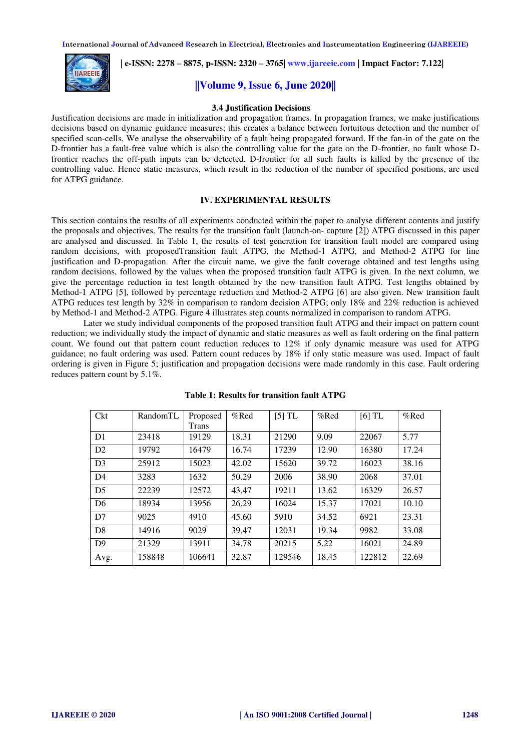### 3.4 Justification Decisions

Justification decisions are made in initialization and propagation frames. In propagation frames, we make justifications decisions based on dynamic guidance measures; this creates a balance between fortuitous detection and the number of specified scan-cells. We analyse the observability of a fault being propagated forward. If the fan-in of the gate on the D-frontier has a fault-free value which is also the controlling value for the gate on the D-frontier, no fault whose D-frontier reaches the off-path inputs can be detected. D-frontier for all such faults is killed by the presence of the controlling value. Hence static measures, which result in the reduction of the number of specified positions, are used for ATPG guidance.

## IV. EXPERIMENTAL RESULTS

This section contains the results of all experiments conducted within the paper to analyse different contents and justify the proposals and objectives. The results for the transition fault (launch-on- capture [2]) ATPG discussed in this paper are analysed and discussed. In Table 1, the results of test generation for transition fault model are compared using random decisions, with proposedTransition fault ATPG, the Method-1 ATPG, and Method-2 ATPG for line justification and D-propagation. After the circuit name, we give the fault coverage obtained and test lengths using random decisions, followed by the values when the proposed transition fault ATPG is given. In the next column, we give the percentage reduction in test length obtained by the new transition fault ATPG. Test lengths obtained by Method-1 ATPG [5], followed by percentage reduction and Method-2 ATPG [6] are also given. New transition fault ATPG reduces test length by 32% in comparison to random decision ATPG; only 18% and 22% reduction is achieved by Method-1 and Method-2 ATPG. Figure 4 illustrates step counts normalized in comparison to random ATPG.

Later we study individual components of the proposed transition fault ATPG and their impact on pattern count reduction; we individually study the impact of dynamic and static measures as well as fault ordering on the final pattern count. We found out that pattern count reduction reduces to 12% if only dynamic measure was used for ATPG guidance; no fault ordering was used. Pattern count reduces by 18% if only static measure was used. Impact of fault ordering is given in Figure 5; justification and propagation decisions were made randomly in this case. Fault ordering reduces pattern count by 5.1%.

**Table 1: Results for transition fault ATPG**

| Ckt | RandomTL | Proposed Trans | %Red | [5] TL | %Red | [6] TL | %Red |
|---|---|---|---|---|---|---|---|
| D1 | 23418 | 19129 | 18.31 | 21290 | 9.09 | 22067 | 5.77 |
| D2 | 19792 | 16479 | 16.74 | 17239 | 12.90 | 16380 | 17.24 |
| D3 | 25912 | 15023 | 42.02 | 15620 | 39.72 | 16023 | 38.16 |
| D4 | 3283 | 1632 | 50.29 | 2006 | 38.90 | 2068 | 37.01 |
| D5 | 22239 | 12572 | 43.47 | 19211 | 13.62 | 16329 | 26.57 |
| D6 | 18934 | 13956 | 26.29 | 16024 | 15.37 | 17021 | 10.10 |
| D7 | 9025 | 4910 | 45.60 | 5910 | 34.52 | 6921 | 23.31 |
| D8 | 14916 | 9029 | 39.47 | 12031 | 19.34 | 9982 | 33.08 |
| D9 | 21329 | 13911 | 34.78 | 20215 | 5.22 | 16021 | 24.89 |
| Avg. | 158848 | 106641 | 32.87 | 129546 | 18.45 | 122812 | 22.69 |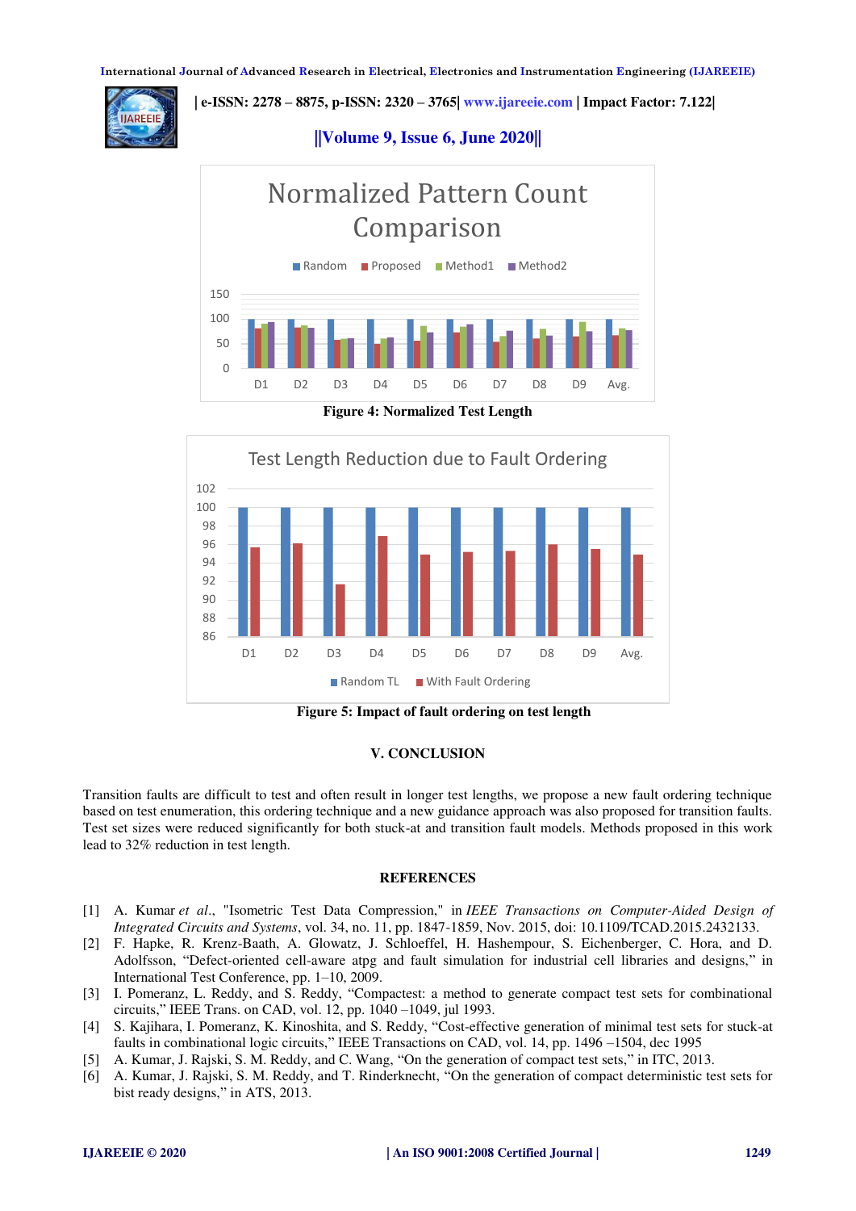Figure 4: Normalized Test Length

Figure 5: Impact of fault ordering on test length

## V. CONCLUSION

Transition faults are difficult to test and often result in longer test lengths, we propose a new fault ordering technique based on test enumeration, this ordering technique and a new guidance approach was also proposed for transition faults. Test set sizes were reduced significantly for both stuck-at and transition fault models. Methods proposed in this work lead to 32% reduction in test length.

## REFERENCES

[1] A. Kumar *et al.*, "Isometric Test Data Compression," in *IEEE Transactions on Computer-Aided Design of Integrated Circuits and Systems*, vol. 34, no. 11, pp. 1847-1859, Nov. 2015, doi: 10.1109/TCAD.2015.2432133.

[2] F. Hapke, R. Krenz-Baath, A. Glowatz, J. Schloeffel, H. Hashempour, S. Eichenberger, C. Hora, and D. Adolfsson, "Defect-oriented cell-aware atpg and fault simulation for industrial cell libraries and designs," in International Test Conference, pp. 1–10, 2009.

[3] I. Pomeranz, L. Reddy, and S. Reddy, "Compactest: a method to generate compact test sets for combinational circuits," IEEE Trans. on CAD, vol. 12, pp. 1040 –1049, jul 1993.

[4] S. Kajihara, I. Pomeranz, K. Kinoshita, and S. Reddy, "Cost-effective generation of minimal test sets for stuck-at faults in combinational logic circuits," IEEE Transactions on CAD, vol. 14, pp. 1496 –1504, dec 1995

[5] A. Kumar, J. Rajski, S. M. Reddy, and C. Wang, "On the generation of compact test sets," in ITC, 2013.

[6] A. Kumar, J. Rajski, S. M. Reddy, and T. Rinderknecht, "On the generation of compact deterministic test sets for bist ready designs," in ATS, 2013.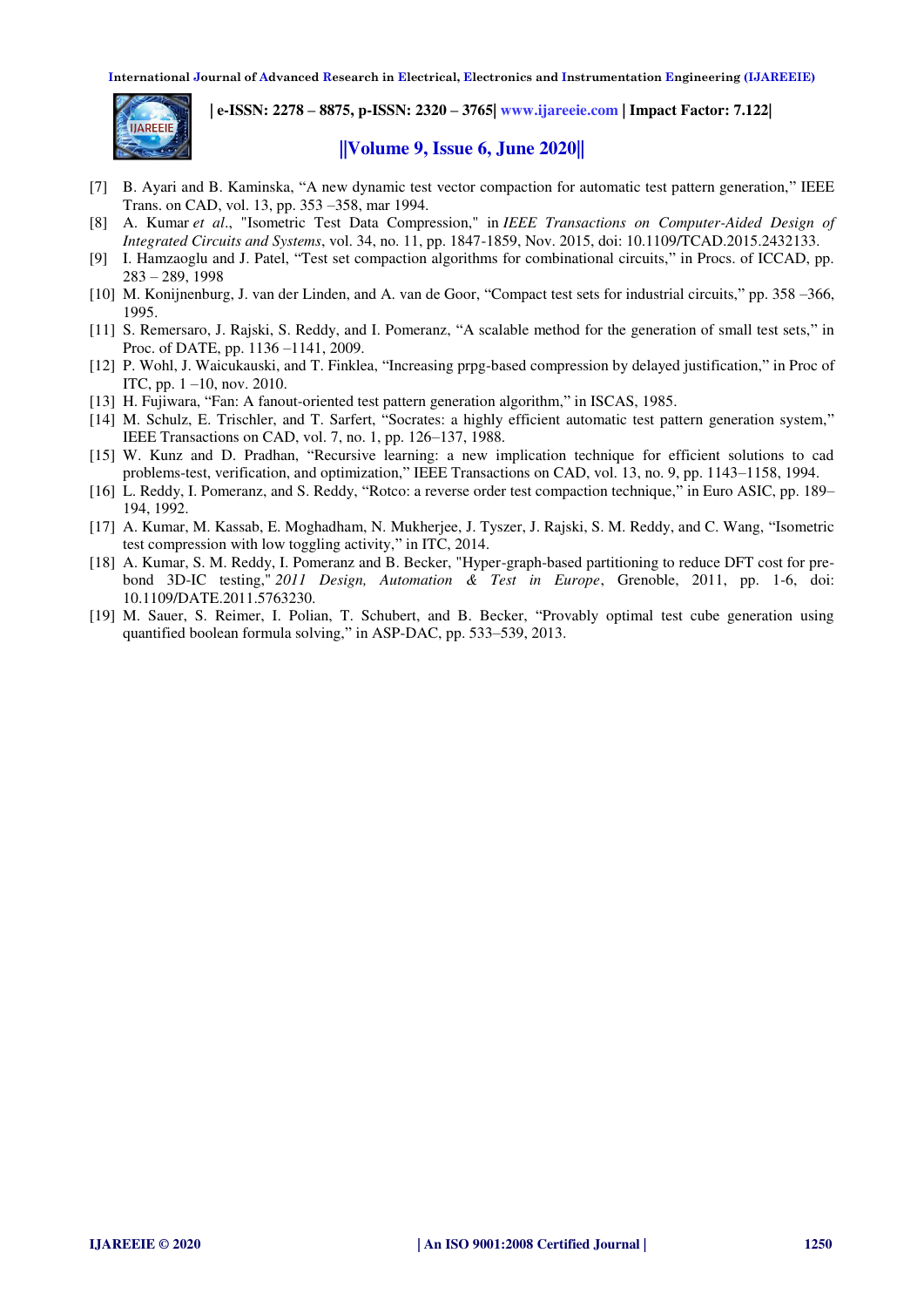[7] B. Ayari and B. Kaminska, “A new dynamic test vector compaction for automatic test pattern generation,” IEEE Trans. on CAD, vol. 13, pp. 353 –358, mar 1994.

[8] A. Kumar *et al*., "Isometric Test Data Compression," in *IEEE Transactions on Computer-Aided Design of Integrated Circuits and Systems*, vol. 34, no. 11, pp. 1847-1859, Nov. 2015, doi: 10.1109/TCAD.2015.2432133.

[9] I. Hamzaoglu and J. Patel, “Test set compaction algorithms for combinational circuits,” in Procs. of ICCAD, pp. 283 – 289, 1998

[10] M. Konijnenburg, J. van der Linden, and A. van de Goor, “Compact test sets for industrial circuits,” pp. 358 –366, 1995.

[11] S. Remersaro, J. Rajski, S. Reddy, and I. Pomeranz, “A scalable method for the generation of small test sets,” in Proc. of DATE, pp. 1136 –1141, 2009.

[12] P. Wohl, J. Waicukauski, and T. Finklea, “Increasing prpg-based compression by delayed justification,” in Proc of ITC, pp. 1 –10, nov. 2010.

[13] H. Fujiwara, “Fan: A fanout-oriented test pattern generation algorithm,” in ISCAS, 1985.

[14] M. Schulz, E. Trischler, and T. Sarfert, “Socrates: a highly efficient automatic test pattern generation system,” IEEE Transactions on CAD, vol. 7, no. 1, pp. 126–137, 1988.

[15] W. Kunz and D. Pradhan, “Recursive learning: a new implication technique for efficient solutions to cad problems-test, verification, and optimization,” IEEE Transactions on CAD, vol. 13, no. 9, pp. 1143–1158, 1994.

[16] L. Reddy, I. Pomeranz, and S. Reddy, “Rotco: a reverse order test compaction technique,” in Euro ASIC, pp. 189–194, 1992.

[17] A. Kumar, M. Kassab, E. Moghadham, N. Mukherjee, J. Tyszer, J. Rajski, S. M. Reddy, and C. Wang, “Isometric test compression with low toggling activity,” in ITC, 2014.

[18] A. Kumar, S. M. Reddy, I. Pomeranz and B. Becker, "Hyper-graph-based partitioning to reduce DFT cost for pre-bond 3D-IC testing," *2011 Design, Automation & Test in Europe*, Grenoble, 2011, pp. 1-6, doi: 10.1109/DATE.2011.5763230.

[19] M. Sauer, S. Reimer, I. Polian, T. Schubert, and B. Becker, “Provably optimal test cube generation using quantified boolean formula solving,” in ASP-DAC, pp. 533–539, 2013.